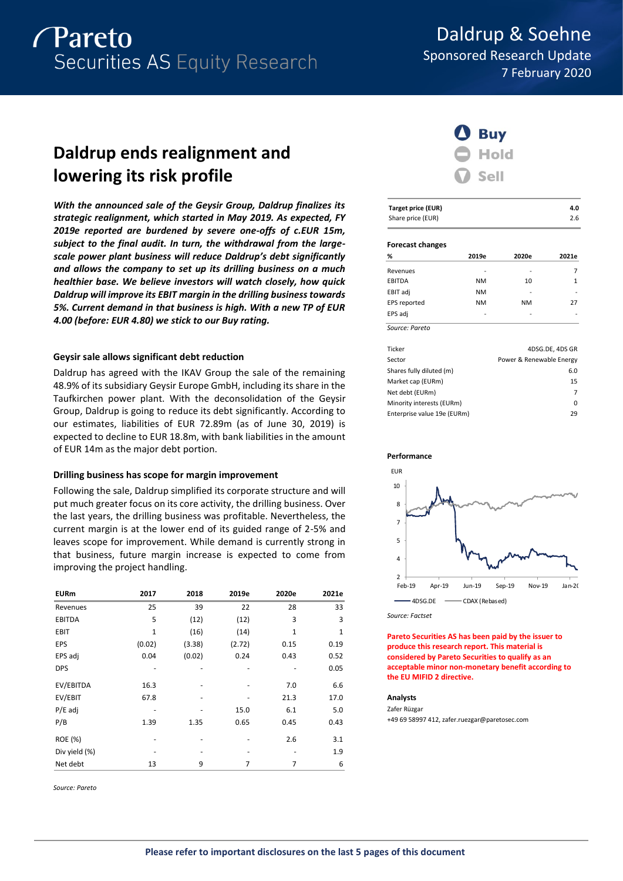# Daldrup & Soehne

Sponsored Research Update

7 February 2020

## Daldrup ends realignment and lowering its risk profile

***With the announced sale of the Geysir Group, Daldrup finalizes its strategic realignment, which started in May 2019. As expected, FY 2019e reported are burdened by severe one-offs of c.EUR 15m, subject to the final audit. In turn, the withdrawal from the large-scale power plant business will reduce Daldrup's debt significantly and allows the company to set up its drilling business on a much healthier base. We believe investors will watch closely, how quick Daldrup will improve its EBIT margin in the drilling business towards 5%. Current demand in that business is high. With a new TP of EUR 4.00 (before: EUR 4.80) we stick to our Buy rating.***

### Geysir sale allows significant debt reduction

Daldrup has agreed with the IKAV Group the sale of the remaining 48.9% of its subsidiary Geysir Europe GmbH, including its share in the Taufkirchen power plant. With the deconsolidation of the Geysir Group, Daldrup is going to reduce its debt significantly. According to our estimates, liabilities of EUR 72.89m (as of June 30, 2019) is expected to decline to EUR 18.8m, with bank liabilities in the amount of EUR 14m as the major debt portion.

### Drilling business has scope for margin improvement

Following the sale, Daldrup simplified its corporate structure and will put much greater focus on its core activity, the drilling business. Over the last years, the drilling business was profitable. Nevertheless, the current margin is at the lower end of its guided range of 2-5% and leaves scope for improvement. While demand is currently strong in that business, future margin increase is expected to come from improving the project handling.

| EURm | 2017 | 2018 | 2019e | 2020e | 2021e |
|---|---|---|---|---|---|
| Revenues | 25 | 39 | 22 | 28 | 33 |
| EBITDA | 5 | (12) | (12) | 3 | 3 |
| EBIT | 1 | (16) | (14) | 1 | 1 |
| EPS | (0.02) | (3.38) | (2.72) | 0.15 | 0.19 |
| EPS adj | 0.04 | (0.02) | 0.24 | 0.43 | 0.52 |
| DPS | - | - | - | - | 0.05 |
| EV/EBITDA | 16.3 | - | - | 7.0 | 6.6 |
| EV/EBIT | 67.8 | - | 15.0 | 21.3 | 17.0 |
| P/E adj | - | - | 15.0 | 6.1 | 5.0 |
| P/B | 1.39 | 1.35 | 0.65 | 0.45 | 0.43 |
| ROE (%) | - | - | - | 2.6 | 3.1 |
| Div yield (%) | - | - | - | - | 1.9 |
| Net debt | 13 | 9 | 7 | 7 | 6 |

*Source: Pareto*

**Buy** | Hold | Sell

| | |
|---|---|
| **Target price (EUR)** | **4.0** |
| Share price (EUR) | 2.6 |

**Forecast changes**

| % | 2019e | 2020e | 2021e |
|---|---|---|---|
| Revenues | - | - | 7 |
| EBITDA | NM | 10 | 1 |
| EBIT adj | NM | - | - |
| EPS reported | NM | NM | 27 |
| EPS adj | - | - | - |

*Source: Pareto*

| | |
|---|---|
| Ticker | 4DSG.DE, 4DS GR |
| Sector | Power & Renewable Energy |
| Shares fully diluted (m) | 6.0 |
| Market cap (EURm) | 15 |
| Net debt (EURm) | 7 |
| Minority interests (EURm) | 0 |
| Enterprise value 19e (EURm) | 29 |

**Performance**

*Source: Factset*

**Pareto Securities AS has been paid by the issuer to produce this research report. This material is considered by Pareto Securities to qualify as an acceptable minor non-monetary benefit according to the EU MIFID 2 directive.**

**Analysts**

Zafer Rüzgar

+49 69 58997 412, zafer.ruezgar@paretosec.com

**Please refer to important disclosures on the last 5 pages of this document**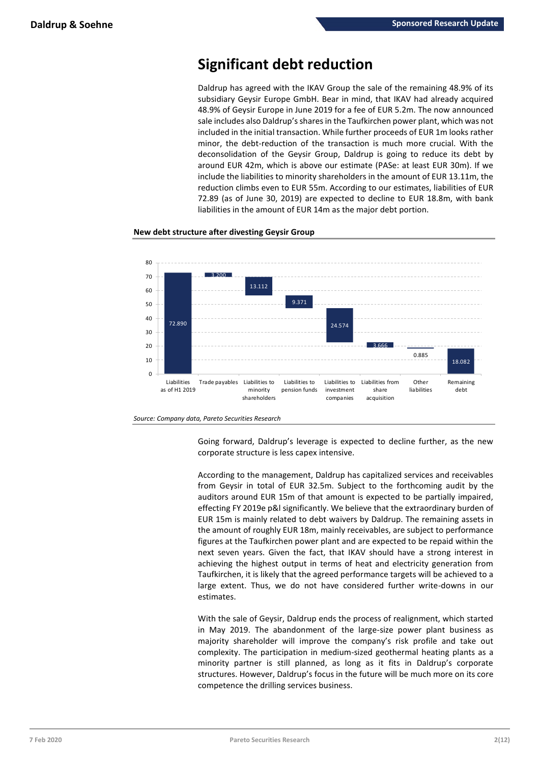# Significant debt reduction

Daldrup has agreed with the IKAV Group the sale of the remaining 48.9% of its subsidiary Geysir Europe GmbH. Bear in mind, that IKAV had already acquired 48.9% of Geysir Europe in June 2019 for a fee of EUR 5.2m. The now announced sale includes also Daldrup's shares in the Taufkirchen power plant, which was not included in the initial transaction. While further proceeds of EUR 1m looks rather minor, the debt-reduction of the transaction is much more crucial. With the deconsolidation of the Geysir Group, Daldrup is going to reduce its debt by around EUR 42m, which is above our estimate (PASe: at least EUR 30m). If we include the liabilities to minority shareholders in the amount of EUR 13.11m, the reduction climbs even to EUR 55m. According to our estimates, liabilities of EUR 72.89 (as of June 30, 2019) are expected to decline to EUR 18.8m, with bank liabilities in the amount of EUR 14m as the major debt portion.

**New debt structure after divesting Geysir Group**

| Item | Value |
|---|---|
| Liabilities as of H1 2019 | 72.890 |
| Trade payables | 3.200 |
| Liabilities to minority shareholders | 13.112 |
| Liabilities to pension funds | 9.371 |
| Liabilities to investment companies | 24.574 |
| Liabilities from share acquisition | 3.666 |
| Other liabilities | 0.885 |
| Remaining debt | 18.082 |

*Source: Company data, Pareto Securities Research*

Going forward, Daldrup's leverage is expected to decline further, as the new corporate structure is less capex intensive.

According to the management, Daldrup has capitalized services and receivables from Geysir in total of EUR 32.5m. Subject to the forthcoming audit by the auditors around EUR 15m of that amount is expected to be partially impaired, effecting FY 2019e p&l significantly. We believe that the extraordinary burden of EUR 15m is mainly related to debt waivers by Daldrup. The remaining assets in the amount of roughly EUR 18m, mainly receivables, are subject to performance figures at the Taufkirchen power plant and are expected to be repaid within the next seven years. Given the fact, that IKAV should have a strong interest in achieving the highest output in terms of heat and electricity generation from Taufkirchen, it is likely that the agreed performance targets will be achieved to a large extent. Thus, we do not have considered further write-downs in our estimates.

With the sale of Geysir, Daldrup ends the process of realignment, which started in May 2019. The abandonment of the large-size power plant business as majority shareholder will improve the company's risk profile and take out complexity. The participation in medium-sized geothermal heating plants as a minority partner is still planned, as long as it fits in Daldrup's corporate structures. However, Daldrup's focus in the future will be much more on its core competence the drilling services business.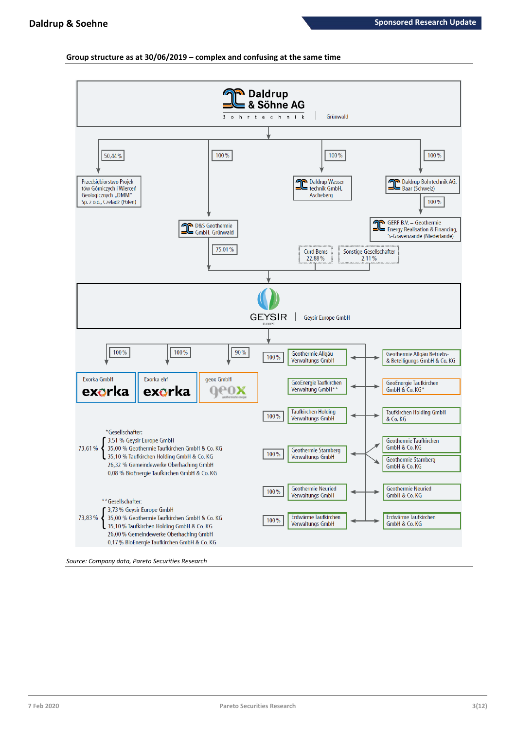**Group structure as at 30/06/2019 – complex and confusing at the same time**

Daldrup & Söhne AG
Bohrtechnik | Grünwald

- 50,44 % – Przedsiębiorstwo Projektów Górniczych i Wierceń Geologicznych „DMM" Sp. z o.o., Czeladź (Polen)
- 100 % – D&S Geothermie GmbH, Grünwald
- 100 % – Daldrup Wassertechnik GmbH, Ascheberg
- 100 % – Daldrup Bohrtechnik AG, Baar (Schweiz)
  - 100 % – GERF B.V. – Geothermie Energy Realisation & Financing, 's-Gravenzande (Niederlande)

D&S Geothermie GmbH: 75,01 % | Curd Bems 22,88 % | Sonstige Gesellschafter 2,11 %

GEYSIR EUROPE | Geysir Europe GmbH

- 100 % – Exorka GmbH
- 100 % – Exorka ehf
- 90 % – geox GmbH
- 100 % – Geothermie Allgäu Verwaltungs GmbH ↔ Geothermie Allgäu Betriebs- & Beteiligungs GmbH & Co. KG
- GeoEnergie Taufkirchen Verwaltung GmbH** ↔ GeoEnergie Taufkirchen GmbH & Co. KG*
- 100 % – Taufkirchen Holding Verwaltungs GmbH ↔ Taufkirchen Holding GmbH & Co. KG
- 100 % – Geothermie Stamberg Verwaltungs GmbH ↔ Geothermie Taufkirchen GmbH & Co. KG; Geothermie Stamberg GmbH & Co. KG
- 100 % – Geothermie Neuried Verwaltungs GmbH ↔ Geothermie Neuried GmbH & Co. KG
- 100 % – Erdwärme Taufkirchen Verwaltungs GmbH ↔ Erdwärme Taufkirchen GmbH & Co. KG

*Gesellschafter:
- 73,61 %:
  - 3,51 % Geysir Europe GmbH
  - 35,00 % Geothermie Taufkirchen GmbH & Co. KG
  - 35,10 % Taufkirchen Holding GmbH & Co. KG
- 26,32 % Gemeindewerke Oberhaching GmbH
- 0,08 % BioEnergie Taufkirchen GmbH & Co. KG

**Gesellschafter:
- 73,83 %:
  - 3,73 % Geysir Europe GmbH
  - 35,00 % Geothermie Taufkirchen GmbH & Co. KG
  - 35,10 % Taufkirchen Holding GmbH & Co. KG
- 26,00 % Gemeindewerke Oberhaching GmbH
- 0,17 % BioEnergie Taufkirchen GmbH & Co. KG

*Source: Company data, Pareto Securities Research*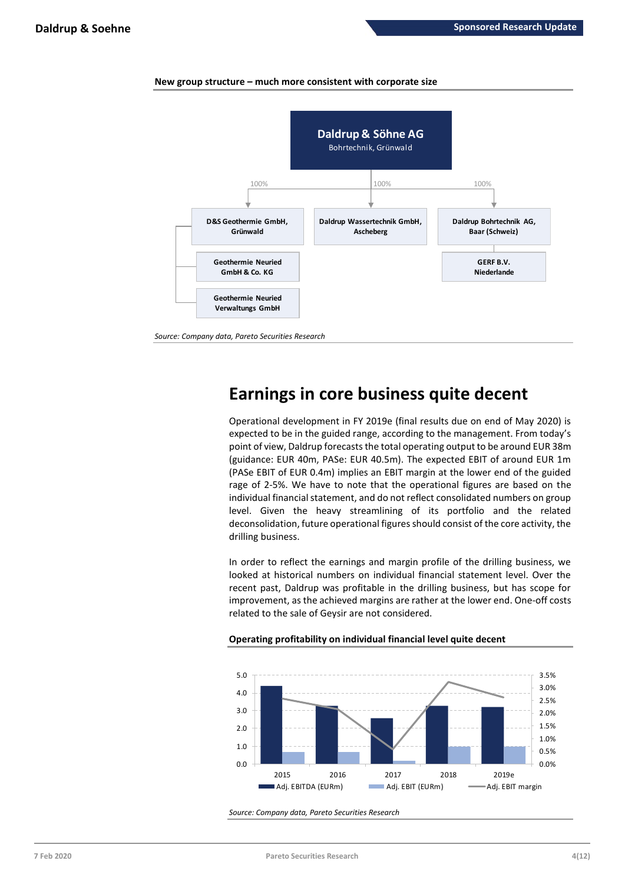**New group structure – much more consistent with corporate size**

Daldrup & Söhne AG
Bohrtechnik, Grünwald

- 100% D&S Geothermie GmbH, Grünwald
  - Geothermie Neuried GmbH & Co. KG
  - Geothermie Neuried Verwaltungs GmbH
- 100% Daldrup Wassertechnik GmbH, Ascheberg
- 100% Daldrup Bohrtechnik AG, Baar (Schweiz)
  - GERF B.V. Niederlande

*Source: Company data, Pareto Securities Research*

# Earnings in core business quite decent

Operational development in FY 2019e (final results due on end of May 2020) is expected to be in the guided range, according to the management. From today's point of view, Daldrup forecasts the total operating output to be around EUR 38m (guidance: EUR 40m, PASe: EUR 40.5m). The expected EBIT of around EUR 1m (PASe EBIT of EUR 0.4m) implies an EBIT margin at the lower end of the guided rage of 2-5%. We have to note that the operational figures are based on the individual financial statement, and do not reflect consolidated numbers on group level. Given the heavy streamlining of its portfolio and the related deconsolidation, future operational figures should consist of the core activity, the drilling business.

In order to reflect the earnings and margin profile of the drilling business, we looked at historical numbers on individual financial statement level. Over the recent past, Daldrup was profitable in the drilling business, but has scope for improvement, as the achieved margins are rather at the lower end. One-off costs related to the sale of Geysir are not considered.

**Operating profitability on individual financial level quite decent**

| | 2015 | 2016 | 2017 | 2018 | 2019e |
|---|---|---|---|---|---|
| Adj. EBITDA (EURm) | 4.4 | 3.3 | 2.6 | 3.3 | 3.2 |
| Adj. EBIT (EURm) | 0.7 | 0.7 | 0.2 | 1.0 | 1.0 |
| Adj. EBIT margin | 2.6% | 2.2% | 0.6% | 3.2% | 2.6% |

*Source: Company data, Pareto Securities Research*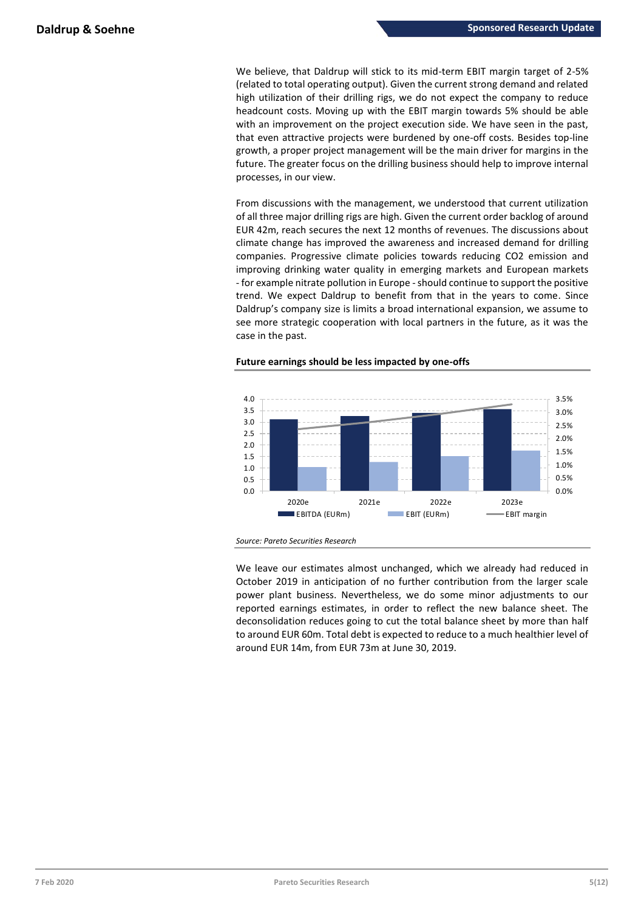We believe, that Daldrup will stick to its mid-term EBIT margin target of 2-5% (related to total operating output). Given the current strong demand and related high utilization of their drilling rigs, we do not expect the company to reduce headcount costs. Moving up with the EBIT margin towards 5% should be able with an improvement on the project execution side. We have seen in the past, that even attractive projects were burdened by one-off costs. Besides top-line growth, a proper project management will be the main driver for margins in the future. The greater focus on the drilling business should help to improve internal processes, in our view.

From discussions with the management, we understood that current utilization of all three major drilling rigs are high. Given the current order backlog of around EUR 42m, reach secures the next 12 months of revenues. The discussions about climate change has improved the awareness and increased demand for drilling companies. Progressive climate policies towards reducing CO2 emission and improving drinking water quality in emerging markets and European markets - for example nitrate pollution in Europe - should continue to support the positive trend. We expect Daldrup to benefit from that in the years to come. Since Daldrup's company size is limits a broad international expansion, we assume to see more strategic cooperation with local partners in the future, as it was the case in the past.

**Future earnings should be less impacted by one-offs**

*Source: Pareto Securities Research*

We leave our estimates almost unchanged, which we already had reduced in October 2019 in anticipation of no further contribution from the larger scale power plant business. Nevertheless, we do some minor adjustments to our reported earnings estimates, in order to reflect the new balance sheet. The deconsolidation reduces going to cut the total balance sheet by more than half to around EUR 60m. Total debt is expected to reduce to a much healthier level of around EUR 14m, from EUR 73m at June 30, 2019.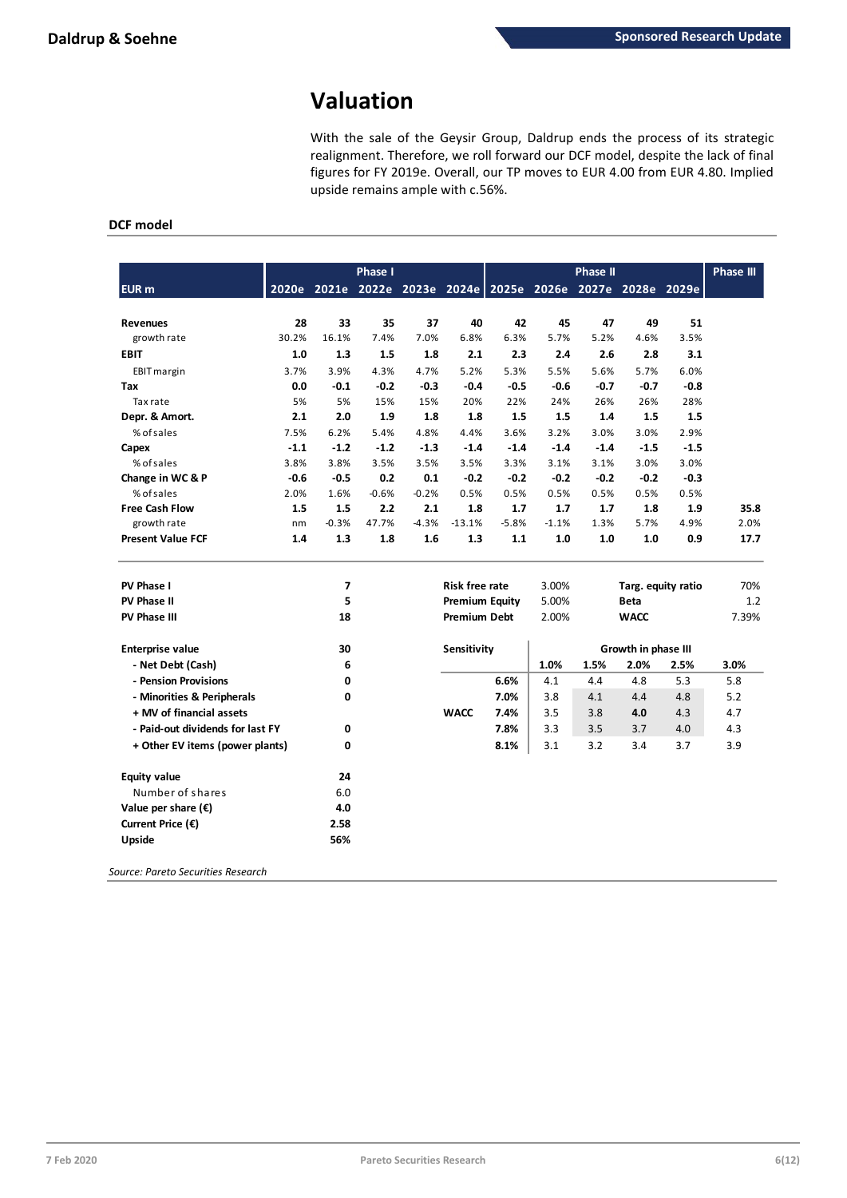# Valuation

With the sale of the Geysir Group, Daldrup ends the process of its strategic realignment. Therefore, we roll forward our DCF model, despite the lack of final figures for FY 2019e. Overall, our TP moves to EUR 4.00 from EUR 4.80. Implied upside remains ample with c.56%.

## DCF model

| | Phase I | | | | | Phase II | | | | | Phase III |
|---|---|---|---|---|---|---|---|---|---|---|---|
| **EUR m** | **2020e** | **2021e** | **2022e** | **2023e** | **2024e** | **2025e** | **2026e** | **2027e** | **2028e** | **2029e** | |
| **Revenues** | **28** | **33** | **35** | **37** | **40** | **42** | **45** | **47** | **49** | **51** | |
| growth rate | 30.2% | 16.1% | 7.4% | 7.0% | 6.8% | 6.3% | 5.7% | 5.2% | 4.6% | 3.5% | |
| **EBIT** | **1.0** | **1.3** | **1.5** | **1.8** | **2.1** | **2.3** | **2.4** | **2.6** | **2.8** | **3.1** | |
| EBIT margin | 3.7% | 3.9% | 4.3% | 4.7% | 5.2% | 5.3% | 5.5% | 5.6% | 5.7% | 6.0% | |
| **Tax** | **0.0** | **-0.1** | **-0.2** | **-0.3** | **-0.4** | **-0.5** | **-0.6** | **-0.7** | **-0.7** | **-0.8** | |
| Tax rate | 5% | 5% | 15% | 15% | 20% | 22% | 24% | 26% | 26% | 28% | |
| **Depr. & Amort.** | **2.1** | **2.0** | **1.9** | **1.8** | **1.8** | **1.5** | **1.5** | **1.4** | **1.5** | **1.5** | |
| % of sales | 7.5% | 6.2% | 5.4% | 4.8% | 4.4% | 3.6% | 3.2% | 3.0% | 3.0% | 2.9% | |
| **Capex** | **-1.1** | **-1.2** | **-1.2** | **-1.3** | **-1.4** | **-1.4** | **-1.4** | **-1.4** | **-1.5** | **-1.5** | |
| % of sales | 3.8% | 3.8% | 3.5% | 3.5% | 3.5% | 3.3% | 3.1% | 3.1% | 3.0% | 3.0% | |
| **Change in WC & P** | **-0.6** | **-0.5** | **0.2** | **0.1** | **-0.2** | **-0.2** | **-0.2** | **-0.2** | **-0.2** | **-0.3** | |
| % of sales | 2.0% | 1.6% | -0.6% | -0.2% | 0.5% | 0.5% | 0.5% | 0.5% | 0.5% | 0.5% | |
| **Free Cash Flow** | **1.5** | **1.5** | **2.2** | **2.1** | **1.8** | **1.7** | **1.7** | **1.7** | **1.8** | **1.9** | **35.8** |
| growth rate | nm | -0.3% | 47.7% | -4.3% | -13.1% | -5.8% | -1.1% | 1.3% | 5.7% | 4.9% | 2.0% |
| **Present Value FCF** | **1.4** | **1.3** | **1.8** | **1.6** | **1.3** | **1.1** | **1.0** | **1.0** | **1.0** | **0.9** | **17.7** |

| | |
|---|---|
| **PV Phase I** | **7** |
| **PV Phase II** | **5** |
| **PV Phase III** | **18** |
| **Enterprise value** | **30** |
| **- Net Debt (Cash)** | **6** |
| **- Pension Provisions** | **0** |
| **- Minorities & Peripherals** | **0** |
| **+ MV of financial assets** | |
| **- Paid-out dividends for last FY** | **0** |
| **+ Other EV items (power plants)** | **0** |
| **Equity value** | **24** |
| Number of shares | 6.0 |
| **Value per share (€)** | **4.0** |
| **Current Price (€)** | **2.58** |
| **Upside** | **56%** |

| | | | |
|---|---|---|---|
| **Risk free rate** | 3.00% | **Targ. equity ratio** | 70% |
| **Premium Equity** | 5.00% | **Beta** | 1.2 |
| **Premium Debt** | 2.00% | **WACC** | 7.39% |

| **Sensitivity** | | Growth in phase III | | | | |
|---|---|---|---|---|---|---|
| | | **1.0%** | **1.5%** | **2.0%** | **2.5%** | **3.0%** |
| | **6.6%** | 4.1 | 4.4 | 4.8 | 5.3 | 5.8 |
| | **7.0%** | 3.8 | 4.1 | 4.4 | 4.8 | 5.2 |
| **WACC** | **7.4%** | 3.5 | 3.8 | **4.0** | 4.3 | 4.7 |
| | **7.8%** | 3.3 | 3.5 | 3.7 | 4.0 | 4.3 |
| | **8.1%** | 3.1 | 3.2 | 3.4 | 3.7 | 3.9 |

*Source: Pareto Securities Research*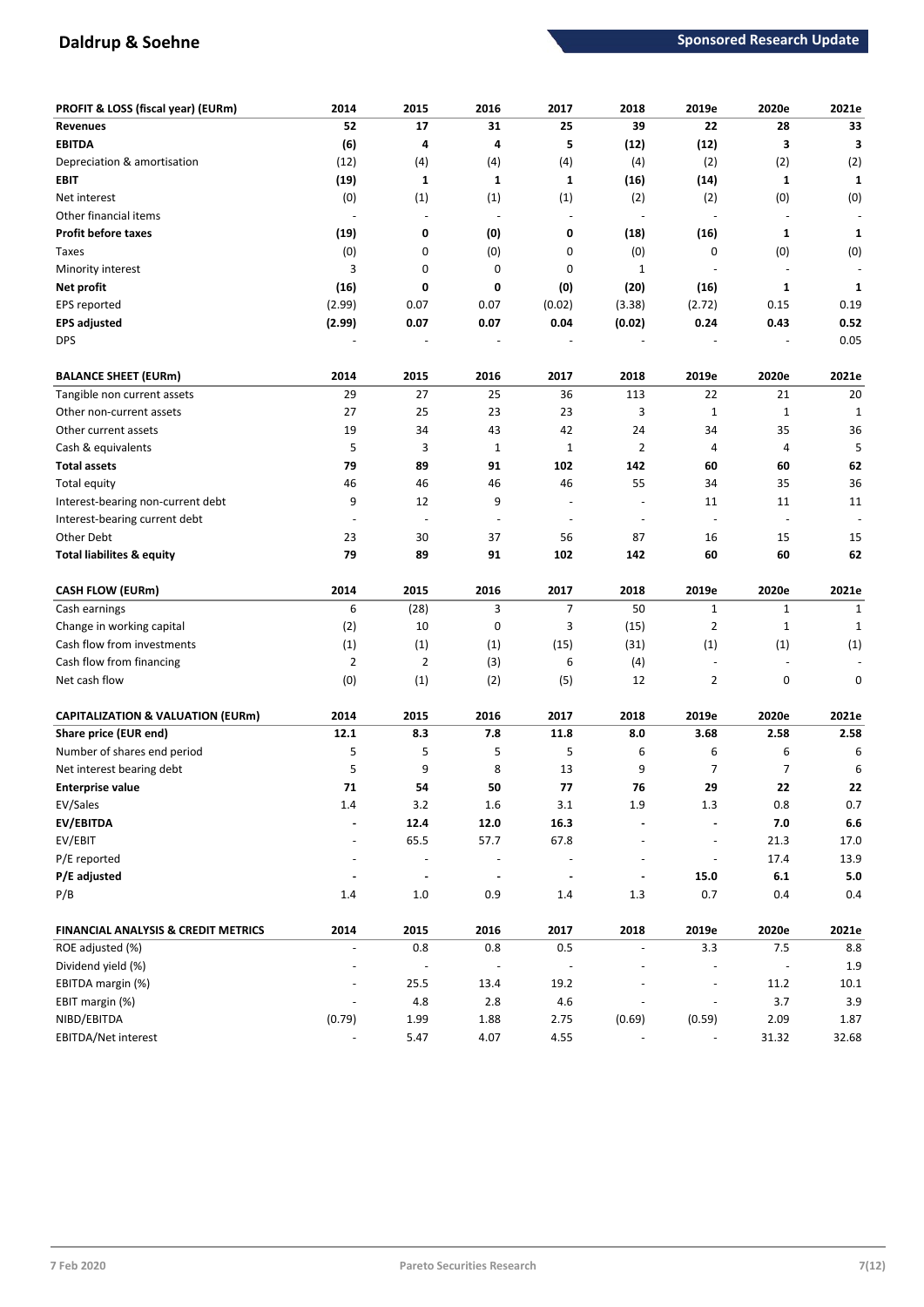| PROFIT & LOSS (fiscal year) (EURm) | 2014 | 2015 | 2016 | 2017 | 2018 | 2019e | 2020e | 2021e |
|---|---|---|---|---|---|---|---|---|
| **Revenues** | **52** | **17** | **31** | **25** | **39** | **22** | **28** | **33** |
| **EBITDA** | **(6)** | **4** | **4** | **5** | **(12)** | **(12)** | **3** | **3** |
| Depreciation & amortisation | (12) | (4) | (4) | (4) | (4) | (2) | (2) | (2) |
| **EBIT** | **(19)** | **1** | **1** | **1** | **(16)** | **(14)** | **1** | **1** |
| Net interest | (0) | (1) | (1) | (1) | (2) | (2) | (0) | (0) |
| Other financial items | - | - | - | - | - | - | - | - |
| **Profit before taxes** | **(19)** | **0** | **(0)** | **0** | **(18)** | **(16)** | **1** | **1** |
| Taxes | (0) | 0 | (0) | 0 | (0) | 0 | (0) | (0) |
| Minority interest | 3 | 0 | 0 | 0 | 1 | - | - | - |
| **Net profit** | **(16)** | **0** | **0** | **(0)** | **(20)** | **(16)** | **1** | **1** |
| EPS reported | (2.99) | 0.07 | 0.07 | (0.02) | (3.38) | (2.72) | 0.15 | 0.19 |
| **EPS adjusted** | **(2.99)** | **0.07** | **0.07** | **0.04** | **(0.02)** | **0.24** | **0.43** | **0.52** |
| DPS | - | - | - | - | - | - | - | 0.05 |

| BALANCE SHEET (EURm) | 2014 | 2015 | 2016 | 2017 | 2018 | 2019e | 2020e | 2021e |
|---|---|---|---|---|---|---|---|---|
| Tangible non current assets | 29 | 27 | 25 | 36 | 113 | 22 | 21 | 20 |
| Other non-current assets | 27 | 25 | 23 | 23 | 3 | 1 | 1 | 1 |
| Other current assets | 19 | 34 | 43 | 42 | 24 | 34 | 35 | 36 |
| Cash & equivalents | 5 | 3 | 1 | 1 | 2 | 4 | 4 | 5 |
| **Total assets** | **79** | **89** | **91** | **102** | **142** | **60** | **60** | **62** |
| Total equity | 46 | 46 | 46 | 46 | 55 | 34 | 35 | 36 |
| Interest-bearing non-current debt | 9 | 12 | 9 | - | - | 11 | 11 | 11 |
| Interest-bearing current debt | - | - | - | - | - | - | - | - |
| Other Debt | 23 | 30 | 37 | 56 | 87 | 16 | 15 | 15 |
| **Total liabilites & equity** | **79** | **89** | **91** | **102** | **142** | **60** | **60** | **62** |

| CASH FLOW (EURm) | 2014 | 2015 | 2016 | 2017 | 2018 | 2019e | 2020e | 2021e |
|---|---|---|---|---|---|---|---|---|
| Cash earnings | 6 | (28) | 3 | 7 | 50 | 1 | 1 | 1 |
| Change in working capital | (2) | 10 | 0 | 3 | (15) | 2 | 1 | 1 |
| Cash flow from investments | (1) | (1) | (1) | (15) | (31) | (1) | (1) | (1) |
| Cash flow from financing | 2 | 2 | (3) | 6 | (4) | - | - | - |
| Net cash flow | (0) | (1) | (2) | (5) | 12 | 2 | 0 | 0 |

| CAPITALIZATION & VALUATION (EURm) | 2014 | 2015 | 2016 | 2017 | 2018 | 2019e | 2020e | 2021e |
|---|---|---|---|---|---|---|---|---|
| **Share price (EUR end)** | **12.1** | **8.3** | **7.8** | **11.8** | **8.0** | **3.68** | **2.58** | **2.58** |
| Number of shares end period | 5 | 5 | 5 | 5 | 6 | 6 | 6 | 6 |
| Net interest bearing debt | 5 | 9 | 8 | 13 | 9 | 7 | 7 | 6 |
| **Enterprise value** | **71** | **54** | **50** | **77** | **76** | **29** | **22** | **22** |
| EV/Sales | 1.4 | 3.2 | 1.6 | 3.1 | 1.9 | 1.3 | 0.8 | 0.7 |
| **EV/EBITDA** | **-** | **12.4** | **12.0** | **16.3** | **-** | **-** | **7.0** | **6.6** |
| EV/EBIT | - | 65.5 | 57.7 | 67.8 | - | - | 21.3 | 17.0 |
| P/E reported | - | - | - | - | - | - | 17.4 | 13.9 |
| **P/E adjusted** | **-** | **-** | **-** | **-** | **-** | **15.0** | **6.1** | **5.0** |
| P/B | 1.4 | 1.0 | 0.9 | 1.4 | 1.3 | 0.7 | 0.4 | 0.4 |

| FINANCIAL ANALYSIS & CREDIT METRICS | 2014 | 2015 | 2016 | 2017 | 2018 | 2019e | 2020e | 2021e |
|---|---|---|---|---|---|---|---|---|
| ROE adjusted (%) | - | 0.8 | 0.8 | 0.5 | - | 3.3 | 7.5 | 8.8 |
| Dividend yield (%) | - | - | - | - | - | - | - | 1.9 |
| EBITDA margin (%) | - | 25.5 | 13.4 | 19.2 | - | - | 11.2 | 10.1 |
| EBIT margin (%) | - | 4.8 | 2.8 | 4.6 | - | - | 3.7 | 3.9 |
| NIBD/EBITDA | (0.79) | 1.99 | 1.88 | 2.75 | (0.69) | (0.59) | 2.09 | 1.87 |
| EBITDA/Net interest | - | 5.47 | 4.07 | 4.55 | - | - | 31.32 | 32.68 |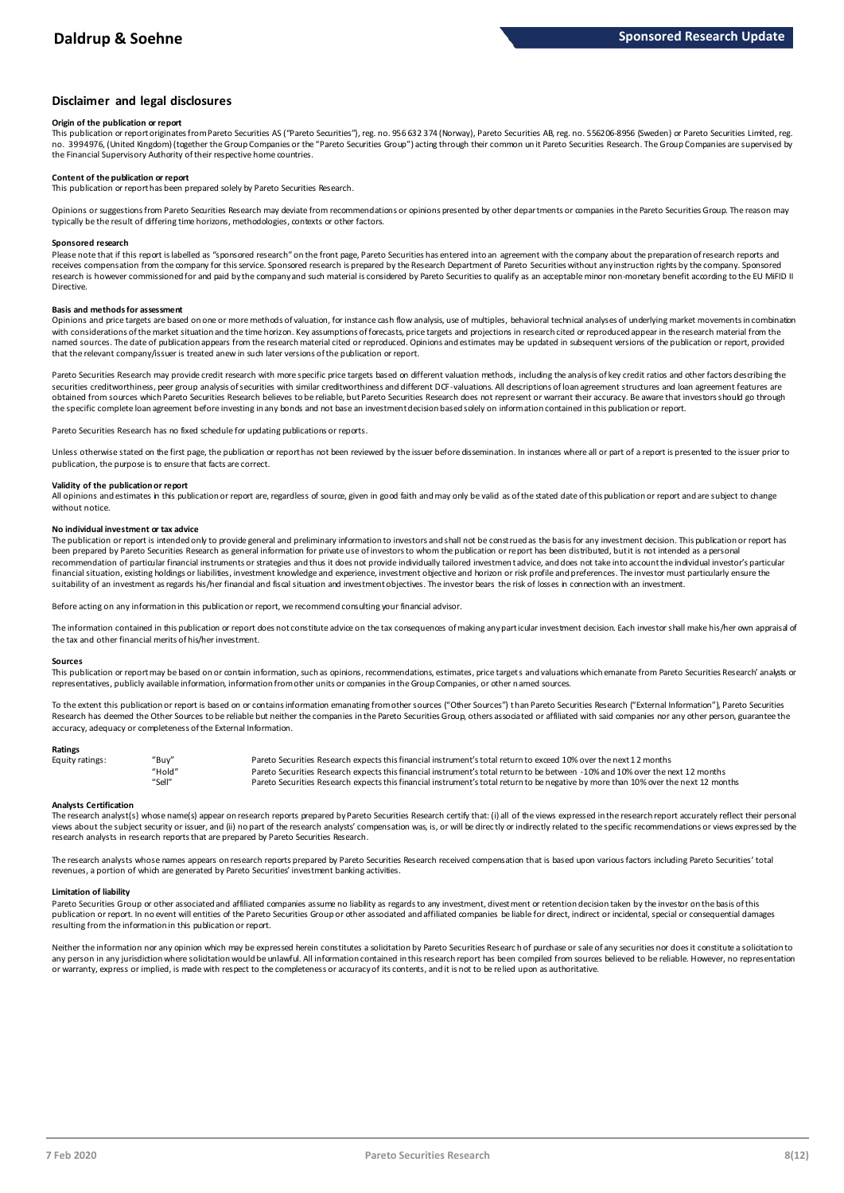## Disclaimer and legal disclosures

### Origin of the publication or report

This publication or report originates from Pareto Securities AS ("Pareto Securities"), reg. no. 956 632 374 (Norway), Pareto Securities AB, reg. no. 556206-8956 (Sweden) or Pareto Securities Limited, reg. no. 3994976, (United Kingdom) (together the Group Companies or the "Pareto Securities Group") acting through their common unit Pareto Securities Research. The Group Companies are supervised by the Financial Supervisory Authority of their respective home countries.

### Content of the publication or report

This publication or report has been prepared solely by Pareto Securities Research.

Opinions or suggestions from Pareto Securities Research may deviate from recommendations or opinions presented by other departments or companies in the Pareto Securities Group. The reason may typically be the result of differing time horizons, methodologies, contexts or other factors.

### Sponsored research

Please note that if this report is labelled as "sponsored research" on the front page, Pareto Securities has entered into an agreement with the company about the preparation of research reports and receives compensation from the company for this service. Sponsored research is prepared by the Research Department of Pareto Securities without any instruction rights by the company. Sponsored research is however commissioned for and paid by the company and such material is considered by Pareto Securities to qualify as an acceptable minor non-monetary benefit according to the EU MiFID II Directive.

### Basis and methods for assessment

Opinions and price targets are based on one or more methods of valuation, for instance cash flow analysis, use of multiples, behavioral technical analyses of underlying market movements in combination with considerations of the market situation and the time horizon. Key assumptions of forecasts, price targets and projections in research cited or reproduced appear in the research material from the named sources. The date of publication appears from the research material cited or reproduced. Opinions and estimates may be updated in subsequent versions of the publication or report, provided that the relevant company/issuer is treated anew in such later versions of the publication or report.

Pareto Securities Research may provide credit research with more specific price targets based on different valuation methods, including the analysis of key credit ratios and other factors describing the securities creditworthiness, peer group analysis of securities with similar creditworthiness and different DCF-valuations. All descriptions of loan agreement structures and loan agreement features are obtained from sources which Pareto Securities Research believes to be reliable, but Pareto Securities Research does not represent or warrant their accuracy. Be aware that investors should go through the specific complete loan agreement before investing in any bonds and not base an investment decision based solely on information contained in this publication or report.

Pareto Securities Research has no fixed schedule for updating publications or reports.

Unless otherwise stated on the first page, the publication or report has not been reviewed by the issuer before dissemination. In instances where all or part of a report is presented to the issuer prior to publication, the purpose is to ensure that facts are correct.

### Validity of the publication or report

All opinions and estimates in this publication or report are, regardless of source, given in good faith and may only be valid as of the stated date of this publication or report and are subject to change without notice.

### No individual investment or tax advice

The publication or report is intended only to provide general and preliminary information to investors and shall not be construed as the basis for any investment decision. This publication or report has been prepared by Pareto Securities Research as general information for private use of investors to whom the publication or report has been distributed, but it is not intended as a personal recommendation of particular financial instruments or strategies and thus it does not provide individually tailored investment advice, and does not take into account the individual investor's particular financial situation, existing holdings or liabilities, investment knowledge and experience, investment objective and horizon or risk profile and preferences. The investor must particularly ensure the suitability of an investment as regards his/her financial and fiscal situation and investment objectives. The investor bears the risk of losses in connection with an investment.

Before acting on any information in this publication or report, we recommend consulting your financial advisor.

The information contained in this publication or report does not constitute advice on the tax consequences of making any particular investment decision. Each investor shall make his/her own appraisal of the tax and other financial merits of his/her investment.

### Sources

This publication or report may be based on or contain information, such as opinions, recommendations, estimates, price targets and valuations which emanate from Pareto Securities Research' analysts or representatives, publicly available information, information from other units or companies in the Group Companies, or other named sources.

To the extent this publication or report is based on or contains information emanating from other sources ("Other Sources") than Pareto Securities Research ("External Information"), Pareto Securities Research has deemed the Other Sources to be reliable but neither the companies in the Pareto Securities Group, others associated or affiliated with said companies nor any other person, guarantee the accuracy, adequacy or completeness of the External Information.

### Ratings

| Equity ratings: | "Buy" | Pareto Securities Research expects this financial instrument's total return to exceed 10% over the next 12 months |
|---|---|---|
| | "Hold" | Pareto Securities Research expects this financial instrument's total return to be between -10% and 10% over the next 12 months |
| | "Sell" | Pareto Securities Research expects this financial instrument's total return to be negative by more than 10% over the next 12 months |

### Analysts Certification

The research analyst(s) whose name(s) appear on research reports prepared by Pareto Securities Research certify that: (i) all of the views expressed in the research report accurately reflect their personal views about the subject security or issuer, and (ii) no part of the research analysts' compensation was, is, or will be directly or indirectly related to the specific recommendations or views expressed by the research analysts in research reports that are prepared by Pareto Securities Research.

The research analysts whose names appears on research reports prepared by Pareto Securities Research received compensation that is based upon various factors including Pareto Securities' total revenues, a portion of which are generated by Pareto Securities' investment banking activities.

### Limitation of liability

Pareto Securities Group or other associated and affiliated companies assume no liability as regards to any investment, divestment or retention decision taken by the investor on the basis of this publication or report. In no event will entities of the Pareto Securities Group or other associated and affiliated companies be liable for direct, indirect or incidental, special or consequential damages resulting from the information in this publication or report.

Neither the information nor any opinion which may be expressed herein constitutes a solicitation by Pareto Securities Research of purchase or sale of any securities nor does it constitute a solicitation to any person in any jurisdiction where solicitation would be unlawful. All information contained in this research report has been compiled from sources believed to be reliable. However, no representation or warranty, express or implied, is made with respect to the completeness or accuracy of its contents, and it is not to be relied upon as authoritative.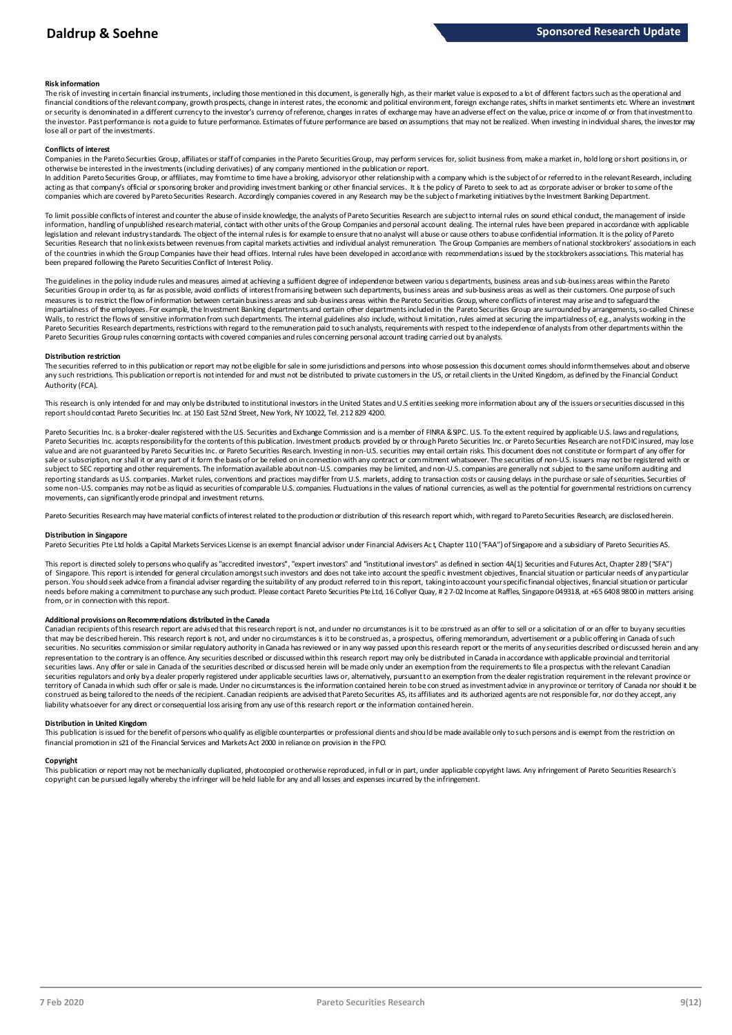**Risk information**

The risk of investing in certain financial instruments, including those mentioned in this document, is generally high, as their market value is exposed to a lot of different factors such as the operational and financial conditions of the relevant company, growth prospects, change in interest rates, the economic and political environment, foreign exchange rates, shifts in market sentiments etc. Where an investment or security is denominated in a different currency to the investor's currency of reference, changes in rates of exchange may have an adverse effect on the value, price or income of or from that investment to the investor. Past performance is not a guide to future performance. Estimates of future performance are based on assumptions that may not be realized. When investing in individual shares, the investor may lose all or part of the investments.

**Conflicts of interest**

Companies in the Pareto Securities Group, affiliates or staff of companies in the Pareto Securities Group, may perform services for, solicit business from, make a market in, hold long or short positions in, or otherwise be interested in the investments (including derivatives) of any company mentioned in the publication or report.

In addition Pareto Securities Group, or affiliates, may from time to time have a broking, advisory or other relationship with a company which is the subject of or referred to in the relevant Research, including acting as that company's official or sponsoring broker and providing investment banking or other financial services. It is the policy of Pareto to seek to act as corporate adviser or broker to some of the companies which are covered by Pareto Securities Research. Accordingly companies covered in any Research may be the subject of marketing initiatives by the Investment Banking Department.

To limit possible conflicts of interest and counter the abuse of inside knowledge, the analysts of Pareto Securities Research are subject to internal rules on sound ethical conduct, the management of inside information, handling of unpublished research material, contact with other units of the Group Companies and personal account dealing. The internal rules have been prepared in accordance with applicable legislation and relevant industry standards. The object of the internal rules is for example to ensure that no analyst will abuse or cause others to abuse confidential information. It is the policy of Pareto Securities Research that no link exists between revenues from capital markets activities and individual analyst remuneration. The Group Companies are members of national stockbrokers' associations in each of the countries in which the Group Companies have their head offices. Internal rules have been developed in accordance with recommendations issued by the stockbrokers associations. This material has been prepared following the Pareto Securities Conflict of Interest Policy.

The guidelines in the policy include rules and measures aimed at achieving a sufficient degree of independence between various departments, business areas and sub-business areas within the Pareto Securities Group in order to, as far as possible, avoid conflicts of interest from arising between such departments, business areas and sub-business areas as well as their customers. One purpose of such measures is to restrict the flow of information between certain business areas and sub-business areas within the Pareto Securities Group, where conflicts of interest may arise and to safeguard the impartialness of the employees. For example, the Investment Banking departments and certain other departments included in the Pareto Securities Group are surrounded by arrangements, so-called Chinese Walls, to restrict the flows of sensitive information from such departments. The internal guidelines also include, without limitation, rules aimed at securing the impartialness of, e.g., analysts working in the Pareto Securities Research departments, restrictions with regard to the remuneration paid to such analysts, requirements with respect to the independence of analysts from other departments within the Pareto Securities Group rules concerning contacts with covered companies and rules concerning personal account trading carried out by analysts.

**Distribution restriction**

The securities referred to in this publication or report may not be eligible for sale in some jurisdictions and persons into whose possession this document comes should inform themselves about and observe any such restrictions. This publication or report is not intended for and must not be distributed to private customers in the US, or retail clients in the United Kingdom, as defined by the Financial Conduct Authority (FCA).

This research is only intended for and may only be distributed to institutional investors in the United States and U.S entities seeking more information about any of the issuers or securities discussed in this report should contact Pareto Securities Inc. at 150 East 52nd Street, New York, NY 10022, Tel. 212 829 4200.

Pareto Securities Inc. is a broker-dealer registered with the U.S. Securities and Exchange Commission and is a member of FINRA & SIPC. U.S. To the extent required by applicable U.S. laws and regulations, Pareto Securities Inc. accepts responsibility for the contents of this publication. Investment products provided by or through Pareto Securities Inc. or Pareto Securities Research are not FDIC insured, may lose value and are not guaranteed by Pareto Securities Inc. or Pareto Securities Research. Investing in non-U.S. securities may entail certain risks. This document does not constitute or form part of any offer for sale or subscription, nor shall it or any part of it form the basis of or be relied on in connection with any contract or commitment whatsoever. The securities of non-U.S. issuers may not be registered with or subject to SEC reporting and other requirements. The information available about non-U.S. companies may be limited, and non-U.S. companies are generally not subject to the same uniform auditing and reporting standards as U.S. companies. Market rules, conventions and practices may differ from U.S. markets, adding to transaction costs or causing delays in the purchase or sale of securities. Securities of some non-U.S. companies may not be as liquid as securities of comparable U.S. companies. Fluctuations in the values of national currencies, as well as the potential for governmental restrictions on currency movements, can significantly erode principal and investment returns.

Pareto Securities Research may have material conflicts of interest related to the production or distribution of this research report which, with regard to Pareto Securities Research, are disclosed herein.

**Distribution in Singapore**

Pareto Securities Pte Ltd holds a Capital Markets Services License is an exempt financial advisor under Financial Advisers Act, Chapter 110 ("FAA") of Singapore and a subsidiary of Pareto Securities AS.

This report is directed solely to persons who qualify as "accredited investors", "expert investors" and "institutional investors" as defined in section 4A(1) Securities and Futures Act, Chapter 289 ("SFA") of Singapore. This report is intended for general circulation amongst such investors and does not take into account the specific investment objectives, financial situation or particular needs of any particular person. You should seek advice from a financial adviser regarding the suitability of any product referred to in this report, taking into account your specific financial objectives, financial situation or particular needs before making a commitment to purchase any such product. Please contact Pareto Securities Pte Ltd, 16 Collyer Quay, # 27-02 Income at Raffles, Singapore 049318, at +65 6408 9800 in matters arising from, or in connection with this report.

**Additional provisions on Recommendations distributed in the Canada**

Canadian recipients of this research report are advised that this research report is not, and under no circumstances is it to be construed as an offer to sell or a solicitation of or an offer to buy any securities that may be described herein. This research report is not, and under no circumstances is it to be construed as, a prospectus, offering memorandum, advertisement or a public offering in Canada of such securities. No securities commission or similar regulatory authority in Canada has reviewed or in any way passed upon this research report or the merits of any securities described or discussed herein and any representation to the contrary is an offence. Any securities described or discussed within this research report may only be distributed in Canada in accordance with applicable provincial and territorial securities laws. Any offer or sale in Canada of the securities described or discussed herein will be made only under an exemption from the requirements to file a prospectus with the relevant Canadian securities regulators and only by a dealer properly registered under applicable securities laws or, alternatively, pursuant to an exemption from the dealer registration requirement in the relevant province or territory of Canada in which such offer or sale is made. Under no circumstances is the information contained herein to be construed as investment advice in any province or territory of Canada nor should it be construed as being tailored to the needs of the recipient. Canadian recipients are advised that Pareto Securities AS, its affiliates and its authorized agents are not responsible for, nor do they accept, any liability whatsoever for any direct or consequential loss arising from any use of this research report or the information contained herein.

**Distribution in United Kingdom**

This publication is issued for the benefit of persons who qualify as eligible counterparties or professional clients and should be made available only to such persons and is exempt from the restriction on financial promotion in s21 of the Financial Services and Markets Act 2000 in reliance on provision in the FPO.

**Copyright**

This publication or report may not be mechanically duplicated, photocopied or otherwise reproduced, in full or in part, under applicable copyright laws. Any infringement of Pareto Securities Research's copyright can be pursued legally whereby the infringer will be held liable for any and all losses and expenses incurred by the infringement.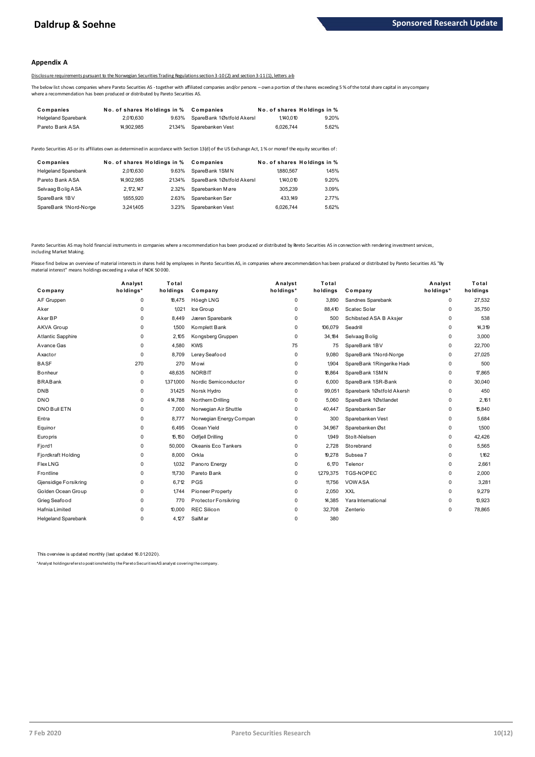## Appendix A

Disclosure requirements pursuant to the Norwegian Securities Trading Regulations section 3-10 (2) and section 3-11 (1), letters a-b

The below list shows companies where Pareto Securities AS - together with affiliated companies and/or persons – own a portion of the shares exceeding 5 % of the total share capital in any company where a recommendation has been produced or distributed by Pareto Securities AS.

| Companies | No. of shares | Holdings in % | Companies | No. of shares | Holdings in % |
|---|---|---|---|---|---|
| Helgeland Sparebank | 2,010,630 | 9.63% | SpareBank 1Østfold Akersl | 1,140,010 | 9.20% |
| Pareto Bank ASA | 14,902,985 | 21.34% | Sparebanken Vest | 6,026,744 | 5.62% |

Pareto Securities AS or its affiliates own as determined in accordance with Section 13(d) of the US Exchange Act, 1 % or more of the equity securities of :

| Companies | No. of shares | Holdings in % | Companies | No. of shares | Holdings in % |
|---|---|---|---|---|---|
| Helgeland Sparebank | 2,010,630 | 9.63% | SpareBank 1SMN | 1,880,567 | 1.45% |
| Pareto Bank ASA | 14,902,985 | 21.34% | SpareBank 1Østfold Akersl | 1,140,010 | 9.20% |
| Selvaag Bolig ASA | 2,172,147 | 2.32% | Sparebanken Møre | 305,239 | 3.09% |
| SpareBank 1BV | 1,655,920 | 2.63% | Sparebanken Sør | 433,149 | 2.77% |
| SpareBank 1Nord-Norge | 3,241,405 | 3.23% | Sparebanken Vest | 6,026,744 | 5.62% |

Pareto Securities AS may hold financial instruments in companies where a recommendation has been produced or distributed by Pareto Securities AS in connection with rendering investment services, including Market Making.

Please find below an overview of material interests in shares held by employees in Pareto Securities AS, in companies where a recommendation has been produced or distributed by Pareto Securities AS. "By material interest" means holdings exceeding a value of NOK 50 000.

| Company | Analyst holdings* | Total holdings | Company | Analyst holdings* | Total holdings | Company | Analyst holdings* | Total holdings |
|---|---|---|---|---|---|---|---|---|
| AF Gruppen | 0 | 18,475 | Höegh LNG | 0 | 3,890 | Sandnes Sparebank | 0 | 27,532 |
| Aker | 0 | 1,021 | Ice Group | 0 | 88,410 | Scatec Solar | 0 | 35,750 |
| Aker BP | 0 | 8,449 | Jæren Sparebank | 0 | 500 | Schibsted ASA B Aksjer | 0 | 538 |
| AKVA Group | 0 | 1,500 | Komplett Bank | 0 | 106,079 | Seadrill | 0 | 14,319 |
| Atlantic Sapphire | 0 | 2,105 | Kongsberg Gruppen | 0 | 34,184 | Selvaag Bolig | 0 | 3,000 |
| Avance Gas | 0 | 4,580 | KWS | 75 | 75 | SpareBank 1BV | 0 | 22,700 |
| Axactor | 0 | 8,709 | Lerøy Seafood | 0 | 9,080 | SpareBank 1Nord-Norge | 0 | 27,025 |
| BASF | 270 | 270 | Mowi | 0 | 1,904 | SpareBank 1Ringerike Hade | 0 | 500 |
| Bonheur | 0 | 48,635 | NORBIT | 0 | 18,864 | SpareBank 1SMN | 0 | 17,865 |
| BRABank | 0 | 1,371,000 | Nordic Semiconductor | 0 | 6,000 | SpareBank 1SR-Bank | 0 | 30,040 |
| DNB | 0 | 31,425 | Norsk Hydro | 0 | 99,051 | Sparebank 1Østfold Akersh | 0 | 450 |
| DNO | 0 | 414,788 | Northern Drilling | 0 | 5,060 | SpareBank 1Østlandet | 0 | 2,161 |
| DNO Bull ETN | 0 | 7,000 | Norwegian Air Shuttle | 0 | 40,447 | Sparebanken Sør | 0 | 15,840 |
| Entra | 0 | 8,777 | Norwegian Energy Compan | 0 | 300 | Sparebanken Vest | 0 | 5,684 |
| Equinor | 0 | 6,495 | Ocean Yield | 0 | 34,967 | Sparebanken Øst | 0 | 1,500 |
| Europris | 0 | 15,150 | Odfjell Drilling | 0 | 1,949 | Stolt-Nielsen | 0 | 42,426 |
| Fjord1 | 0 | 50,000 | Okeanis Eco Tankers | 0 | 2,728 | Storebrand | 0 | 5,565 |
| Fjordkraft Holding | 0 | 8,000 | Orkla | 0 | 19,278 | Subsea 7 | 0 | 1,162 |
| FlexLNG | 0 | 1,032 | Panoro Energy | 0 | 6,170 | Telenor | 0 | 2,661 |
| Frontline | 0 | 11,730 | Pareto Bank | 0 | 1,279,375 | TGS-NOPEC | 0 | 2,000 |
| Gjensidige Forsikring | 0 | 6,712 | PGS | 0 | 11,756 | VOW ASA | 0 | 3,281 |
| Golden Ocean Group | 0 | 1,744 | Pioneer Property | 0 | 2,050 | XXL | 0 | 9,279 |
| Grieg Seafood | 0 | 770 | Protector Forsikring | 0 | 14,385 | Yara International | 0 | 13,923 |
| Hafnia Limited | 0 | 10,000 | REC Silicon | 0 | 32,708 | Zenterio | 0 | 78,865 |
| Helgeland Sparebank | 0 | 4,127 | SalMar | 0 | 380 | | | |

This overview is updated monthly (last updated 16.01.2020).

*Analyst holdings refers to positions held by the Pareto Securities AS analyst covering the company.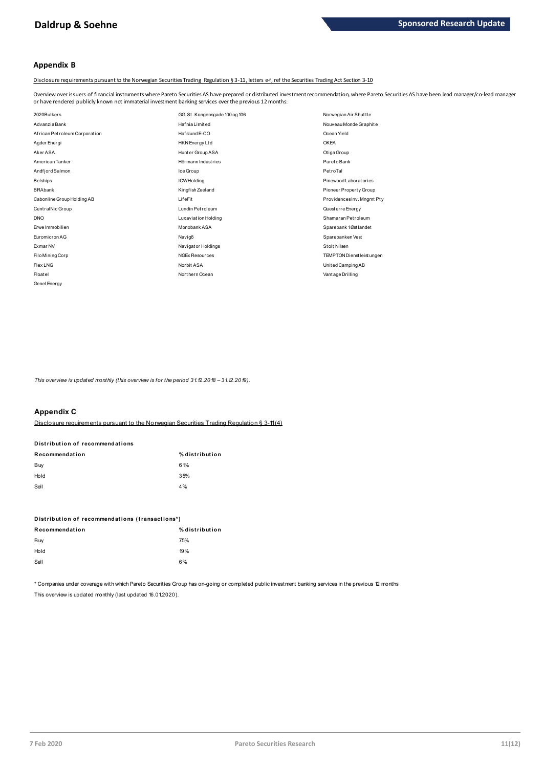## Appendix B

Disclosure requirements pursuant to the Norwegian Securities Trading Regulation § 3-11, letters e-f, ref the Securities Trading Act Section 3-10

Overview over issuers of financial instruments where Pareto Securities AS have prepared or distributed investment recommendation, where Pareto Securities AS have been lead manager/co-lead manager or have rendered publicly known not immaterial investment banking services over the previous 12 months:

| | | |
|---|---|---|
| 2020Bulkers | GG. St. Kongensgade 100 og 106 | Norwegian Air Shuttle |
| Advanzia Bank | Hafnia Limited | Nouveau Monde Graphite |
| African Petroleum Corporation | Hafslund E-CO | Ocean Yield |
| Agder Energi | HKN Energy Ltd | OKEA |
| Aker ASA | Hunter Group ASA | Otiga Group |
| American Tanker | Hörmann Industries | Pareto Bank |
| Andfjord Salmon | Ice Group | PetroTal |
| Belships | ICWHolding | Pinewood Laboratories |
| BRAbank | Kingfish Zeeland | Pioneer Property Group |
| Cabonline Group Holding AB | LifeFit | Providences Inv. Mngmt Pty |
| CentralNic Group | Lundin Petroleum | Questerre Energy |
| DNO | Luxaviation Holding | Shamaran Petroleum |
| Erwe Immobilien | Monobank ASA | Sparebank 1 Østlandet |
| Euromicron AG | Navig8 | Sparebanken Vest |
| Exmar NV | Navigator Holdings | Stolt Nilsen |
| Filo Mining Corp | NGEx Resources | TEMPTON Dienstleistungen |
| Flex LNG | Norbit ASA | United Camping AB |
| Floatel | Northern Ocean | Vantage Drilling |
| Genel Energy | | |

*This overview is updated monthly (this overview is for the period 31.12.2018 – 31.12.2019).*

## Appendix C

Disclosure requirements pursuant to the Norwegian Securities Trading Regulation § 3-11(4)

**Distribution of recommendations**

| Recommendation | % distribution |
|---|---|
| Buy | 61% |
| Hold | 35% |
| Sell | 4% |

**Distribution of recommendations (transactions*)**

| Recommendation | % distribution |
|---|---|
| Buy | 75% |
| Hold | 19% |
| Sell | 6% |

* Companies under coverage with which Pareto Securities Group has on-going or completed public investment banking services in the previous 12 months

This overview is updated monthly (last updated 16.01.2020).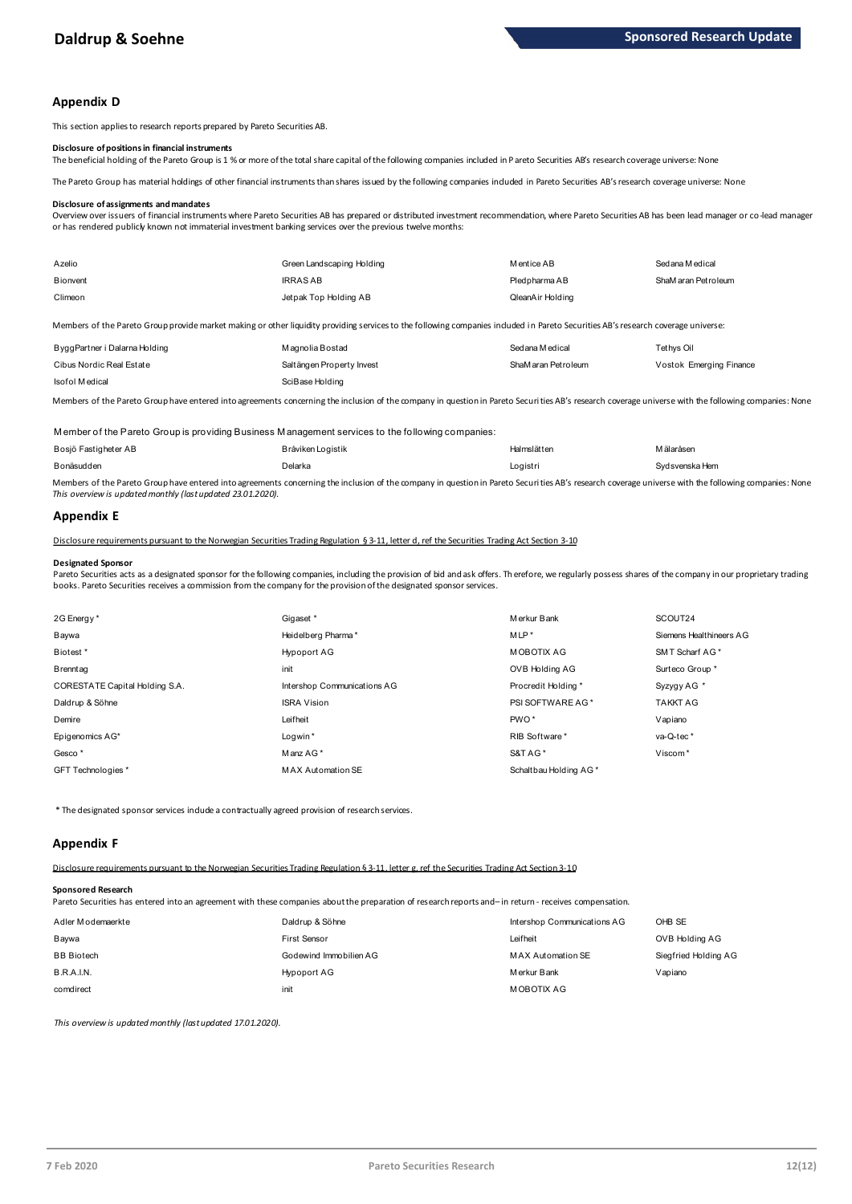## Appendix D

This section applies to research reports prepared by Pareto Securities AB.

**Disclosure of positions in financial instruments**

The beneficial holding of the Pareto Group is 1 % or more of the total share capital of the following companies included in Pareto Securities AB's research coverage universe: None

The Pareto Group has material holdings of other financial instruments than shares issued by the following companies included in Pareto Securities AB's research coverage universe: None

**Disclosure of assignments and mandates**

Overview over issuers of financial instruments where Pareto Securities AB has prepared or distributed investment recommendation, where Pareto Securities AB has been lead manager or co-lead manager or has rendered publicly known not immaterial investment banking services over the previous twelve months:

| | | | |
|---|---|---|---|
| Azelio | Green Landscaping Holding | Mentice AB | Sedana Medical |
| Bionvent | IRRAS AB | Pledpharma AB | ShaMaran Petroleum |
| Climeon | Jetpak Top Holding AB | QleanAir Holding | |

Members of the Pareto Group provide market making or other liquidity providing services to the following companies included in Pareto Securities AB's research coverage universe:

| | | | |
|---|---|---|---|
| ByggPartner i Dalarna Holding | Magnolia Bostad | Sedana Medical | Tethys Oil |
| Cibus Nordic Real Estate | Saltängen Property Invest | ShaMaran Petroleum | Vostok Emerging Finance |
| Isofol Medical | SciBase Holding | | |

Members of the Pareto Group have entered into agreements concerning the inclusion of the company in question in Pareto Securities AB's research coverage universe with the following companies: None

Member of the Pareto Group is providing Business Management services to the following companies:

| | | | |
|---|---|---|---|
| Bosjö Fastigheter AB | Bråviken Logistik | Halmslätten | Mälaråsen |
| Bonäsudden | Delarka | Logistri | Sydsvenska Hem |

Members of the Pareto Group have entered into agreements concerning the inclusion of the company in question in Pareto Securities AB's research coverage universe with the following companies: None

*This overview is updated monthly (last updated 23.01.2020).*

## Appendix E

Disclosure requirements pursuant to the Norwegian Securities Trading Regulation § 3-11, letter d, ref the Securities Trading Act Section 3-10

**Designated Sponsor**

Pareto Securities acts as a designated sponsor for the following companies, including the provision of bid and ask offers. Therefore, we regularly possess shares of the company in our proprietary trading books. Pareto Securities receives a commission from the company for the provision of the designated sponsor services.

| | | | |
|---|---|---|---|
| 2G Energy * | Gigaset * | Merkur Bank | SCOUT24 |
| Baywa | Heidelberg Pharma * | MLP * | Siemens Healthineers AG |
| Biotest * | Hypoport AG | MOBOTIX AG | SMT Scharf AG * |
| Brenntag | init | OVB Holding AG | Surteco Group * |
| CORESTATE Capital Holding S.A. | Intershop Communications AG | Procredit Holding * | Syzygy AG * |
| Daldrup & Söhne | ISRA Vision | PSI SOFTWARE AG * | TAKKT AG |
| Demire | Leifheit | PWO * | Vapiano |
| Epigenomics AG* | Logwin * | RIB Software * | va-Q-tec * |
| Gesco * | Manz AG * | S&T AG * | Viscom * |
| GFT Technologies * | MAX Automation SE | Schaltbau Holding AG * | |

\* The designated sponsor services include a contractually agreed provision of research services.

## Appendix F

Disclosure requirements pursuant to the Norwegian Securities Trading Regulation § 3-11, letter g, ref the Securities Trading Act Section 3-10

**Sponsored Research**

Pareto Securities has entered into an agreement with these companies about the preparation of research reports and – in return - receives compensation.

| | | | |
|---|---|---|---|
| Adler Modemaerkte | Daldrup & Söhne | Intershop Communications AG | OHB SE |
| Baywa | First Sensor | Leifheit | OVB Holding AG |
| BB Biotech | Godewind Immobilien AG | MAX Automation SE | Siegfried Holding AG |
| B.R.A.I.N. | Hypoport AG | Merkur Bank | Vapiano |
| comdirect | init | MOBOTIX AG | |

*This overview is updated monthly (last updated 17.01.2020).*